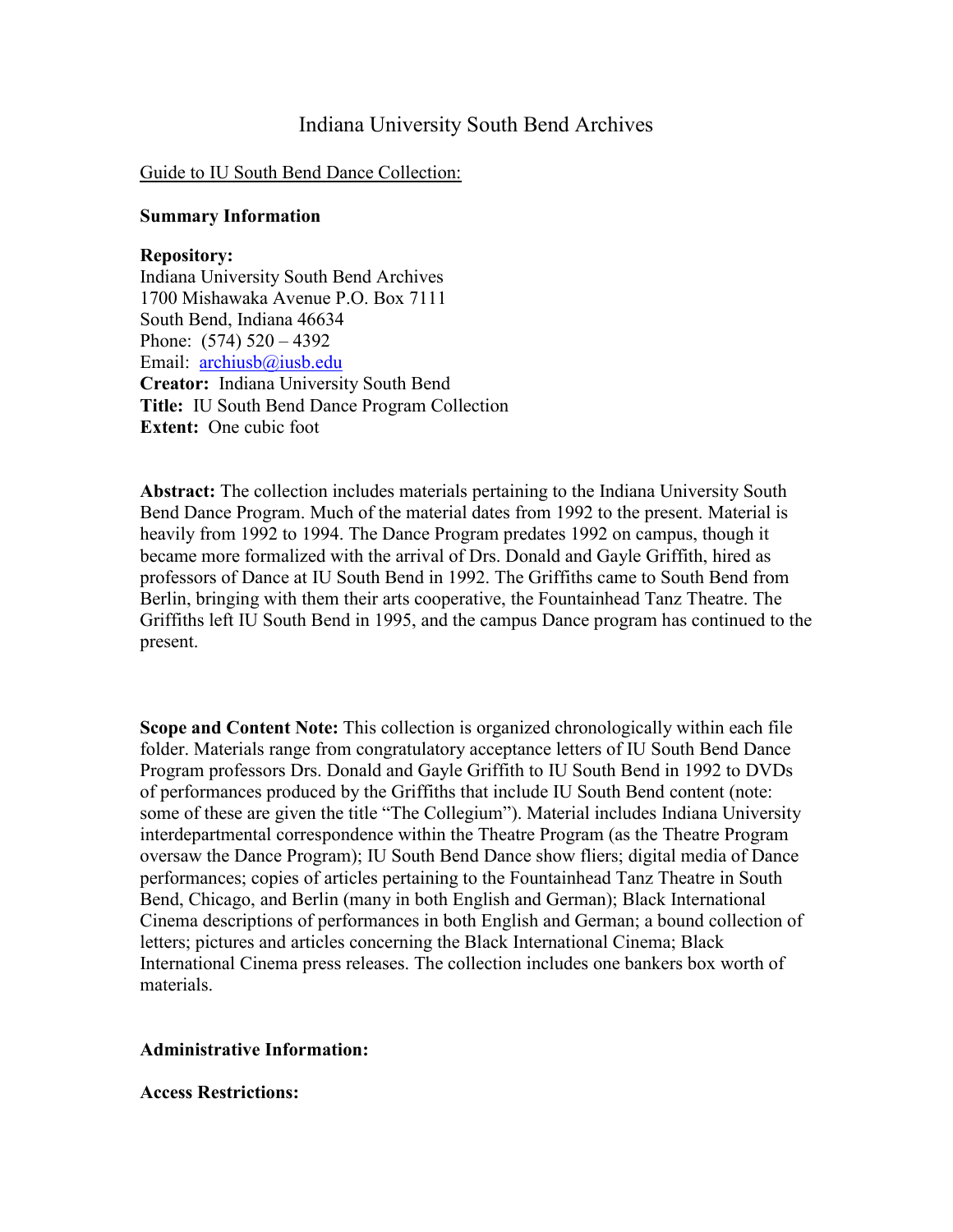# Indiana University South Bend Archives

Guide to IU South Bend Dance Collection:

**Summary Information**

**Repository:**
Indiana University South Bend Archives
1700 Mishawaka Avenue P.O. Box 7111
South Bend, Indiana 46634
Phone: (574) 520 – 4392
Email: archiusb@iusb.edu
**Creator:** Indiana University South Bend
**Title:** IU South Bend Dance Program Collection
**Extent:** One cubic foot

**Abstract:** The collection includes materials pertaining to the Indiana University South Bend Dance Program. Much of the material dates from 1992 to the present. Material is heavily from 1992 to 1994. The Dance Program predates 1992 on campus, though it became more formalized with the arrival of Drs. Donald and Gayle Griffith, hired as professors of Dance at IU South Bend in 1992. The Griffiths came to South Bend from Berlin, bringing with them their arts cooperative, the Fountainhead Tanz Theatre. The Griffiths left IU South Bend in 1995, and the campus Dance program has continued to the present.

**Scope and Content Note:** This collection is organized chronologically within each file folder. Materials range from congratulatory acceptance letters of IU South Bend Dance Program professors Drs. Donald and Gayle Griffith to IU South Bend in 1992 to DVDs of performances produced by the Griffiths that include IU South Bend content (note: some of these are given the title "The Collegium"). Material includes Indiana University interdepartmental correspondence within the Theatre Program (as the Theatre Program oversaw the Dance Program); IU South Bend Dance show fliers; digital media of Dance performances; copies of articles pertaining to the Fountainhead Tanz Theatre in South Bend, Chicago, and Berlin (many in both English and German); Black International Cinema descriptions of performances in both English and German; a bound collection of letters; pictures and articles concerning the Black International Cinema; Black International Cinema press releases. The collection includes one bankers box worth of materials.

**Administrative Information:**

**Access Restrictions:**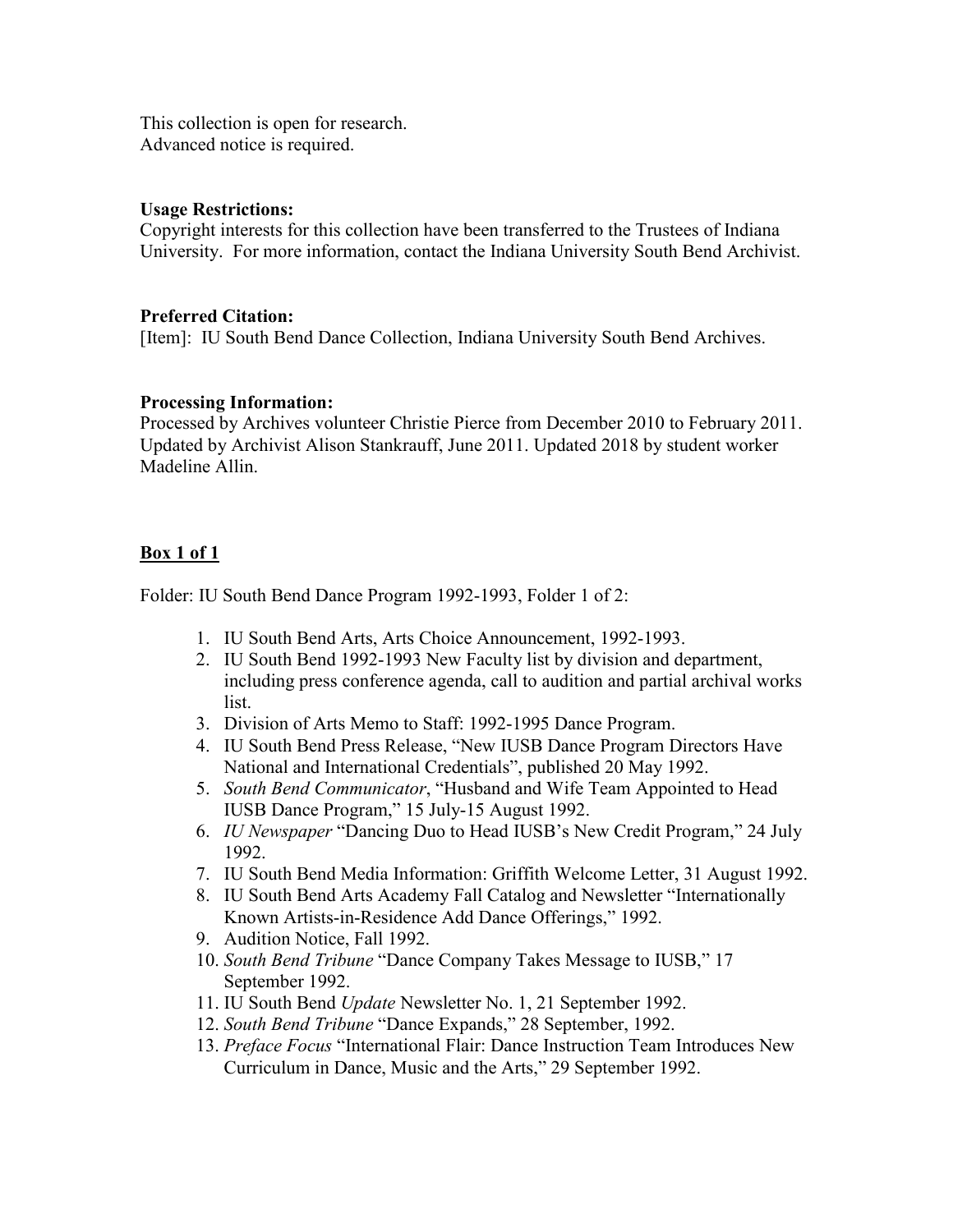This collection is open for research.
Advanced notice is required.

**Usage Restrictions:**
Copyright interests for this collection have been transferred to the Trustees of Indiana University. For more information, contact the Indiana University South Bend Archivist.

**Preferred Citation:**
[Item]: IU South Bend Dance Collection, Indiana University South Bend Archives.

**Processing Information:**
Processed by Archives volunteer Christie Pierce from December 2010 to February 2011. Updated by Archivist Alison Stankrauff, June 2011. Updated 2018 by student worker Madeline Allin.

**Box 1 of 1**

Folder: IU South Bend Dance Program 1992-1993, Folder 1 of 2:

1. IU South Bend Arts, Arts Choice Announcement, 1992-1993.
2. IU South Bend 1992-1993 New Faculty list by division and department, including press conference agenda, call to audition and partial archival works list.
3. Division of Arts Memo to Staff: 1992-1995 Dance Program.
4. IU South Bend Press Release, "New IUSB Dance Program Directors Have National and International Credentials", published 20 May 1992.
5. *South Bend Communicator*, "Husband and Wife Team Appointed to Head IUSB Dance Program," 15 July-15 August 1992.
6. *IU Newspaper* "Dancing Duo to Head IUSB's New Credit Program," 24 July 1992.
7. IU South Bend Media Information: Griffith Welcome Letter, 31 August 1992.
8. IU South Bend Arts Academy Fall Catalog and Newsletter "Internationally Known Artists-in-Residence Add Dance Offerings," 1992.
9. Audition Notice, Fall 1992.
10. *South Bend Tribune* "Dance Company Takes Message to IUSB," 17 September 1992.
11. IU South Bend *Update* Newsletter No. 1, 21 September 1992.
12. *South Bend Tribune* "Dance Expands," 28 September, 1992.
13. *Preface Focus* "International Flair: Dance Instruction Team Introduces New Curriculum in Dance, Music and the Arts," 29 September 1992.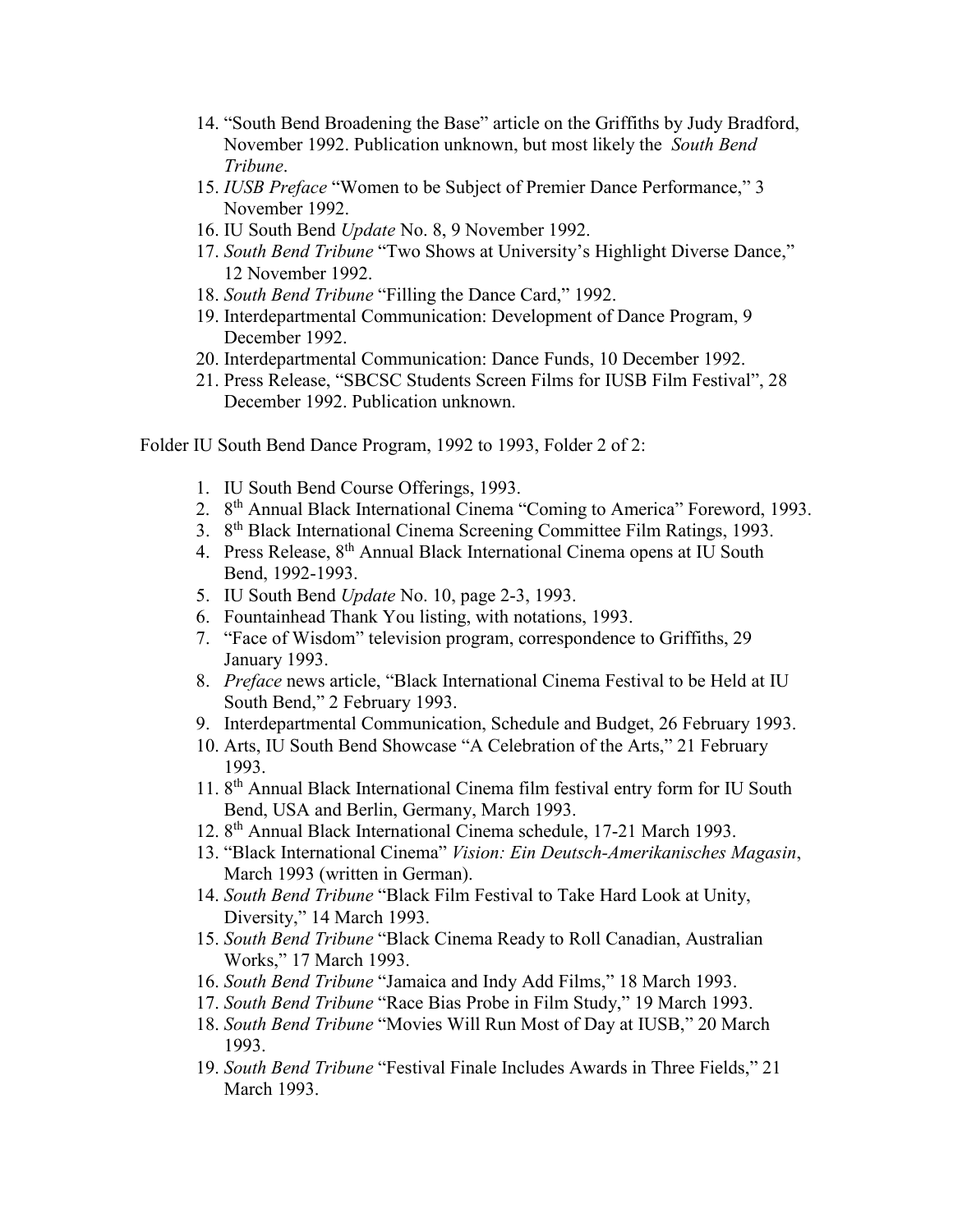14. "South Bend Broadening the Base" article on the Griffiths by Judy Bradford, November 1992. Publication unknown, but most likely the *South Bend Tribune*.
15. *IUSB Preface* "Women to be Subject of Premier Dance Performance," 3 November 1992.
16. IU South Bend *Update* No. 8, 9 November 1992.
17. *South Bend Tribune* "Two Shows at University's Highlight Diverse Dance," 12 November 1992.
18. *South Bend Tribune* "Filling the Dance Card," 1992.
19. Interdepartmental Communication: Development of Dance Program, 9 December 1992.
20. Interdepartmental Communication: Dance Funds, 10 December 1992.
21. Press Release, "SBCSC Students Screen Films for IUSB Film Festival", 28 December 1992. Publication unknown.

Folder IU South Bend Dance Program, 1992 to 1993, Folder 2 of 2:

1. IU South Bend Course Offerings, 1993.
2. 8th Annual Black International Cinema "Coming to America" Foreword, 1993.
3. 8th Black International Cinema Screening Committee Film Ratings, 1993.
4. Press Release, 8th Annual Black International Cinema opens at IU South Bend, 1992-1993.
5. IU South Bend *Update* No. 10, page 2-3, 1993.
6. Fountainhead Thank You listing, with notations, 1993.
7. "Face of Wisdom" television program, correspondence to Griffiths, 29 January 1993.
8. *Preface* news article, "Black International Cinema Festival to be Held at IU South Bend," 2 February 1993.
9. Interdepartmental Communication, Schedule and Budget, 26 February 1993.
10. Arts, IU South Bend Showcase "A Celebration of the Arts," 21 February 1993.
11. 8th Annual Black International Cinema film festival entry form for IU South Bend, USA and Berlin, Germany, March 1993.
12. 8th Annual Black International Cinema schedule, 17-21 March 1993.
13. "Black International Cinema" *Vision: Ein Deutsch-Amerikanisches Magasin*, March 1993 (written in German).
14. *South Bend Tribune* "Black Film Festival to Take Hard Look at Unity, Diversity," 14 March 1993.
15. *South Bend Tribune* "Black Cinema Ready to Roll Canadian, Australian Works," 17 March 1993.
16. *South Bend Tribune* "Jamaica and Indy Add Films," 18 March 1993.
17. *South Bend Tribune* "Race Bias Probe in Film Study," 19 March 1993.
18. *South Bend Tribune* "Movies Will Run Most of Day at IUSB," 20 March 1993.
19. *South Bend Tribune* "Festival Finale Includes Awards in Three Fields," 21 March 1993.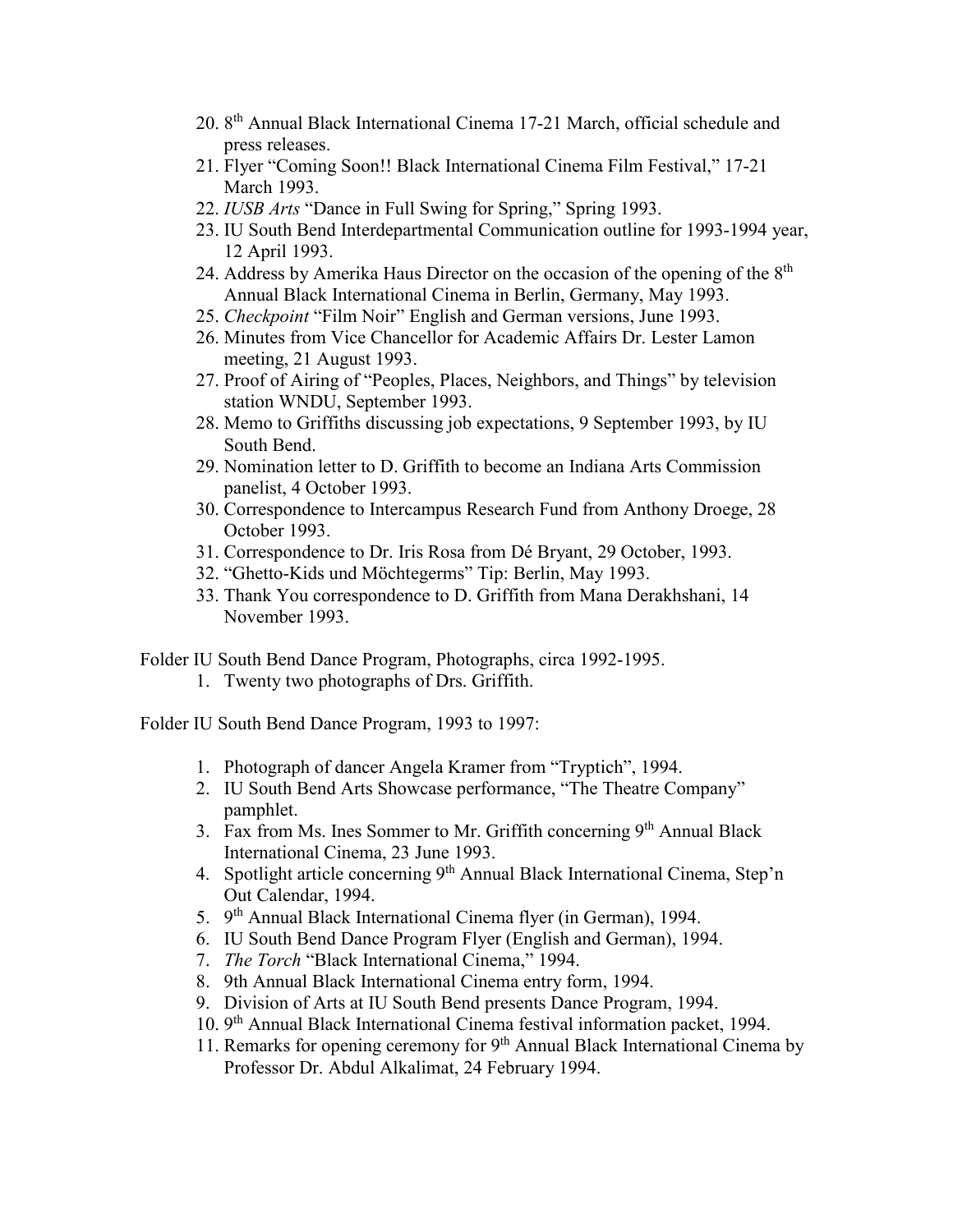20. 8th Annual Black International Cinema 17-21 March, official schedule and press releases.
21. Flyer "Coming Soon!! Black International Cinema Film Festival," 17-21 March 1993.
22. *IUSB Arts* "Dance in Full Swing for Spring," Spring 1993.
23. IU South Bend Interdepartmental Communication outline for 1993-1994 year, 12 April 1993.
24. Address by Amerika Haus Director on the occasion of the opening of the 8th Annual Black International Cinema in Berlin, Germany, May 1993.
25. *Checkpoint* "Film Noir" English and German versions, June 1993.
26. Minutes from Vice Chancellor for Academic Affairs Dr. Lester Lamon meeting, 21 August 1993.
27. Proof of Airing of "Peoples, Places, Neighbors, and Things" by television station WNDU, September 1993.
28. Memo to Griffiths discussing job expectations, 9 September 1993, by IU South Bend.
29. Nomination letter to D. Griffith to become an Indiana Arts Commission panelist, 4 October 1993.
30. Correspondence to Intercampus Research Fund from Anthony Droege, 28 October 1993.
31. Correspondence to Dr. Iris Rosa from Dé Bryant, 29 October, 1993.
32. "Ghetto-Kids und Möchtegerms" Tip: Berlin, May 1993.
33. Thank You correspondence to D. Griffith from Mana Derakhshani, 14 November 1993.

Folder IU South Bend Dance Program, Photographs, circa 1992-1995.

1. Twenty two photographs of Drs. Griffith.

Folder IU South Bend Dance Program, 1993 to 1997:

1. Photograph of dancer Angela Kramer from "Tryptich", 1994.
2. IU South Bend Arts Showcase performance, "The Theatre Company" pamphlet.
3. Fax from Ms. Ines Sommer to Mr. Griffith concerning 9th Annual Black International Cinema, 23 June 1993.
4. Spotlight article concerning 9th Annual Black International Cinema, Step'n Out Calendar, 1994.
5. 9th Annual Black International Cinema flyer (in German), 1994.
6. IU South Bend Dance Program Flyer (English and German), 1994.
7. *The Torch* "Black International Cinema," 1994.
8. 9th Annual Black International Cinema entry form, 1994.
9. Division of Arts at IU South Bend presents Dance Program, 1994.
10. 9th Annual Black International Cinema festival information packet, 1994.
11. Remarks for opening ceremony for 9th Annual Black International Cinema by Professor Dr. Abdul Alkalimat, 24 February 1994.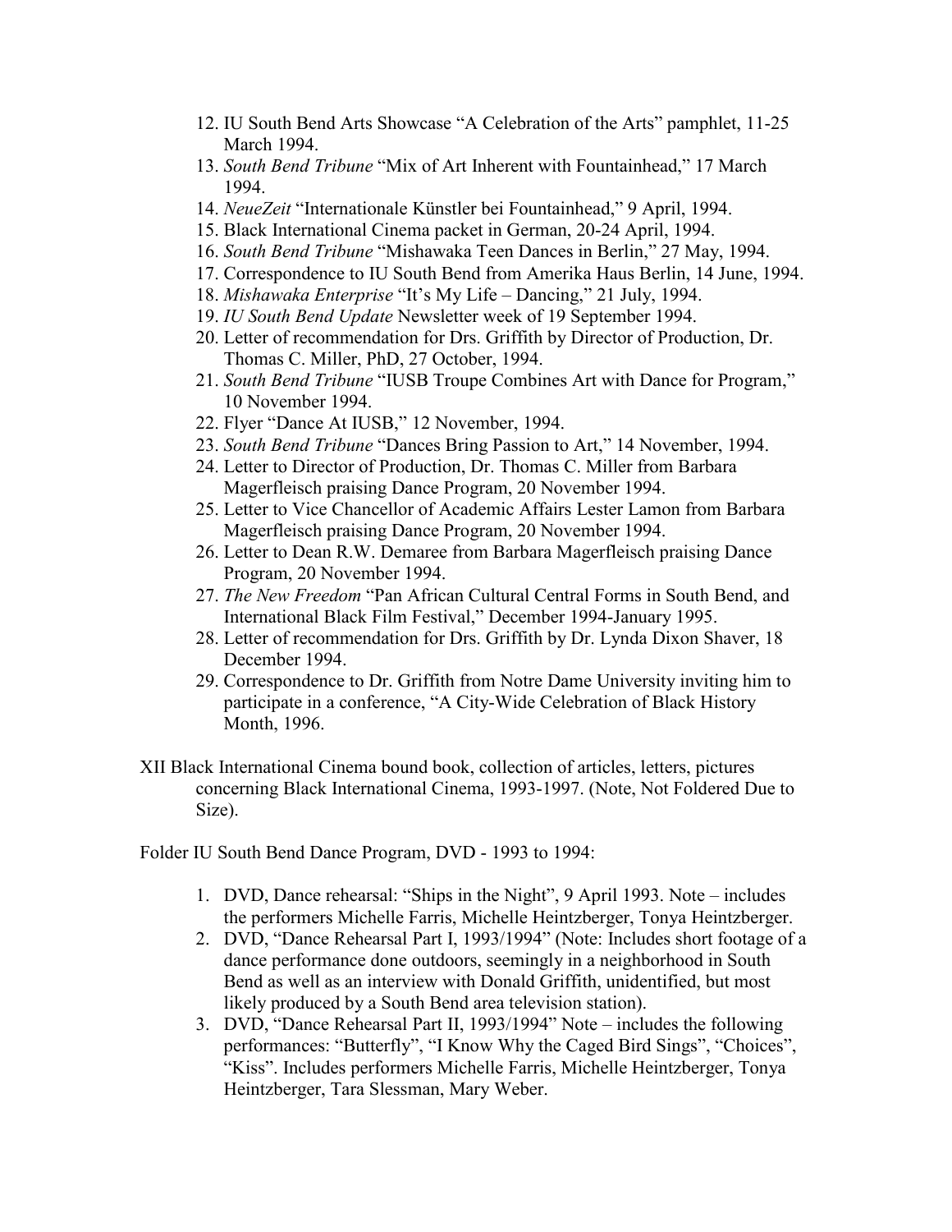12. IU South Bend Arts Showcase "A Celebration of the Arts" pamphlet, 11-25 March 1994.
13. *South Bend Tribune* "Mix of Art Inherent with Fountainhead," 17 March 1994.
14. *NeueZeit* "Internationale Künstler bei Fountainhead," 9 April, 1994.
15. Black International Cinema packet in German, 20-24 April, 1994.
16. *South Bend Tribune* "Mishawaka Teen Dances in Berlin," 27 May, 1994.
17. Correspondence to IU South Bend from Amerika Haus Berlin, 14 June, 1994.
18. *Mishawaka Enterprise* "It's My Life – Dancing," 21 July, 1994.
19. *IU South Bend Update* Newsletter week of 19 September 1994.
20. Letter of recommendation for Drs. Griffith by Director of Production, Dr. Thomas C. Miller, PhD, 27 October, 1994.
21. *South Bend Tribune* "IUSB Troupe Combines Art with Dance for Program," 10 November 1994.
22. Flyer "Dance At IUSB," 12 November, 1994.
23. *South Bend Tribune* "Dances Bring Passion to Art," 14 November, 1994.
24. Letter to Director of Production, Dr. Thomas C. Miller from Barbara Magerfleisch praising Dance Program, 20 November 1994.
25. Letter to Vice Chancellor of Academic Affairs Lester Lamon from Barbara Magerfleisch praising Dance Program, 20 November 1994.
26. Letter to Dean R.W. Demaree from Barbara Magerfleisch praising Dance Program, 20 November 1994.
27. *The New Freedom* "Pan African Cultural Central Forms in South Bend, and International Black Film Festival," December 1994-January 1995.
28. Letter of recommendation for Drs. Griffith by Dr. Lynda Dixon Shaver, 18 December 1994.
29. Correspondence to Dr. Griffith from Notre Dame University inviting him to participate in a conference, "A City-Wide Celebration of Black History Month, 1996.

XII Black International Cinema bound book, collection of articles, letters, pictures concerning Black International Cinema, 1993-1997. (Note, Not Foldered Due to Size).

Folder IU South Bend Dance Program, DVD - 1993 to 1994:

1. DVD, Dance rehearsal: "Ships in the Night", 9 April 1993. Note – includes the performers Michelle Farris, Michelle Heintzberger, Tonya Heintzberger.
2. DVD, "Dance Rehearsal Part I, 1993/1994" (Note: Includes short footage of a dance performance done outdoors, seemingly in a neighborhood in South Bend as well as an interview with Donald Griffith, unidentified, but most likely produced by a South Bend area television station).
3. DVD, "Dance Rehearsal Part II, 1993/1994" Note – includes the following performances: "Butterfly", "I Know Why the Caged Bird Sings", "Choices", "Kiss". Includes performers Michelle Farris, Michelle Heintzberger, Tonya Heintzberger, Tara Slessman, Mary Weber.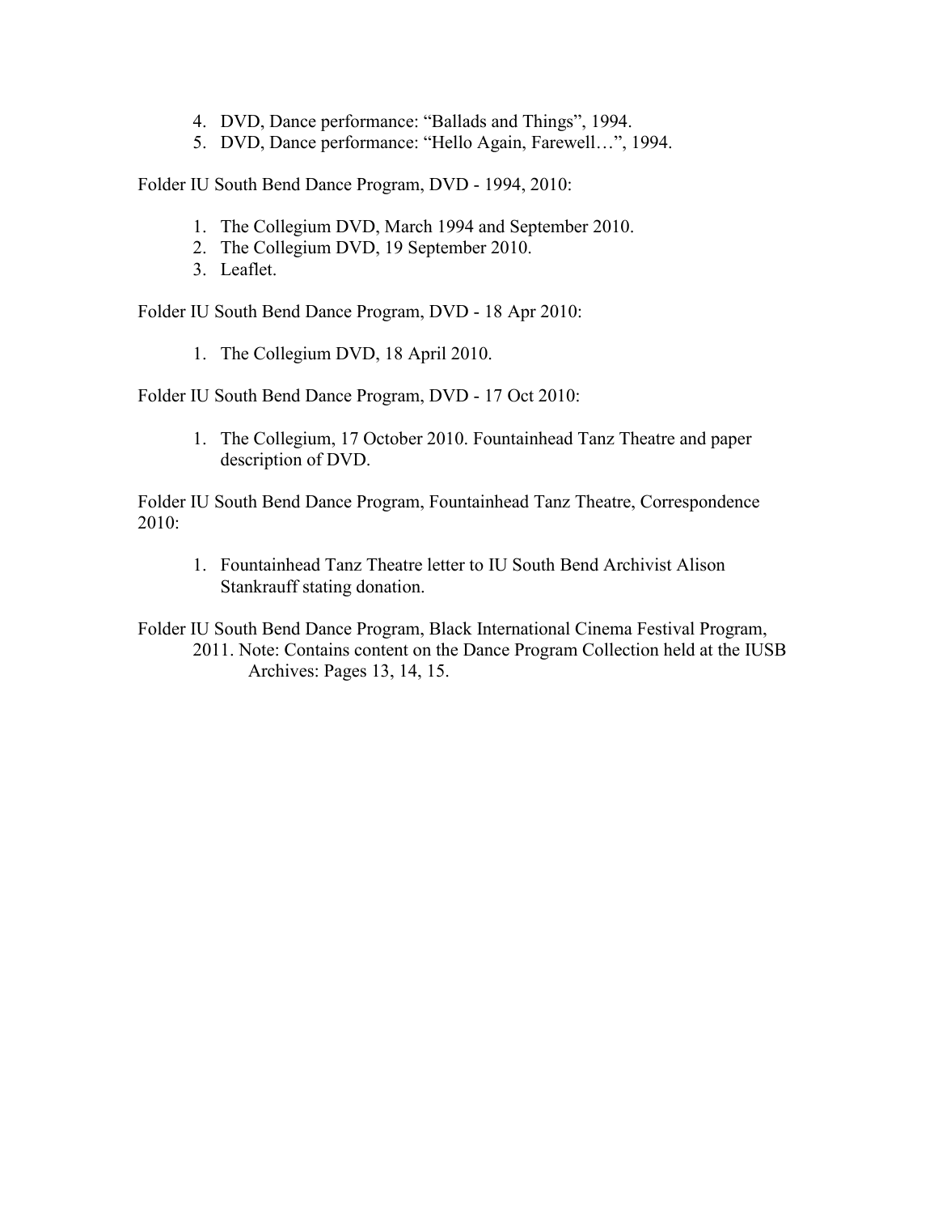4. DVD, Dance performance: "Ballads and Things", 1994.
5. DVD, Dance performance: "Hello Again, Farewell…", 1994.

Folder IU South Bend Dance Program, DVD - 1994, 2010:

1. The Collegium DVD, March 1994 and September 2010.
2. The Collegium DVD, 19 September 2010.
3. Leaflet.

Folder IU South Bend Dance Program, DVD - 18 Apr 2010:

1. The Collegium DVD, 18 April 2010.

Folder IU South Bend Dance Program, DVD - 17 Oct 2010:

1. The Collegium, 17 October 2010. Fountainhead Tanz Theatre and paper description of DVD.

Folder IU South Bend Dance Program, Fountainhead Tanz Theatre, Correspondence 2010:

1. Fountainhead Tanz Theatre letter to IU South Bend Archivist Alison Stankrauff stating donation.

Folder IU South Bend Dance Program, Black International Cinema Festival Program, 2011. Note: Contains content on the Dance Program Collection held at the IUSB Archives: Pages 13, 14, 15.